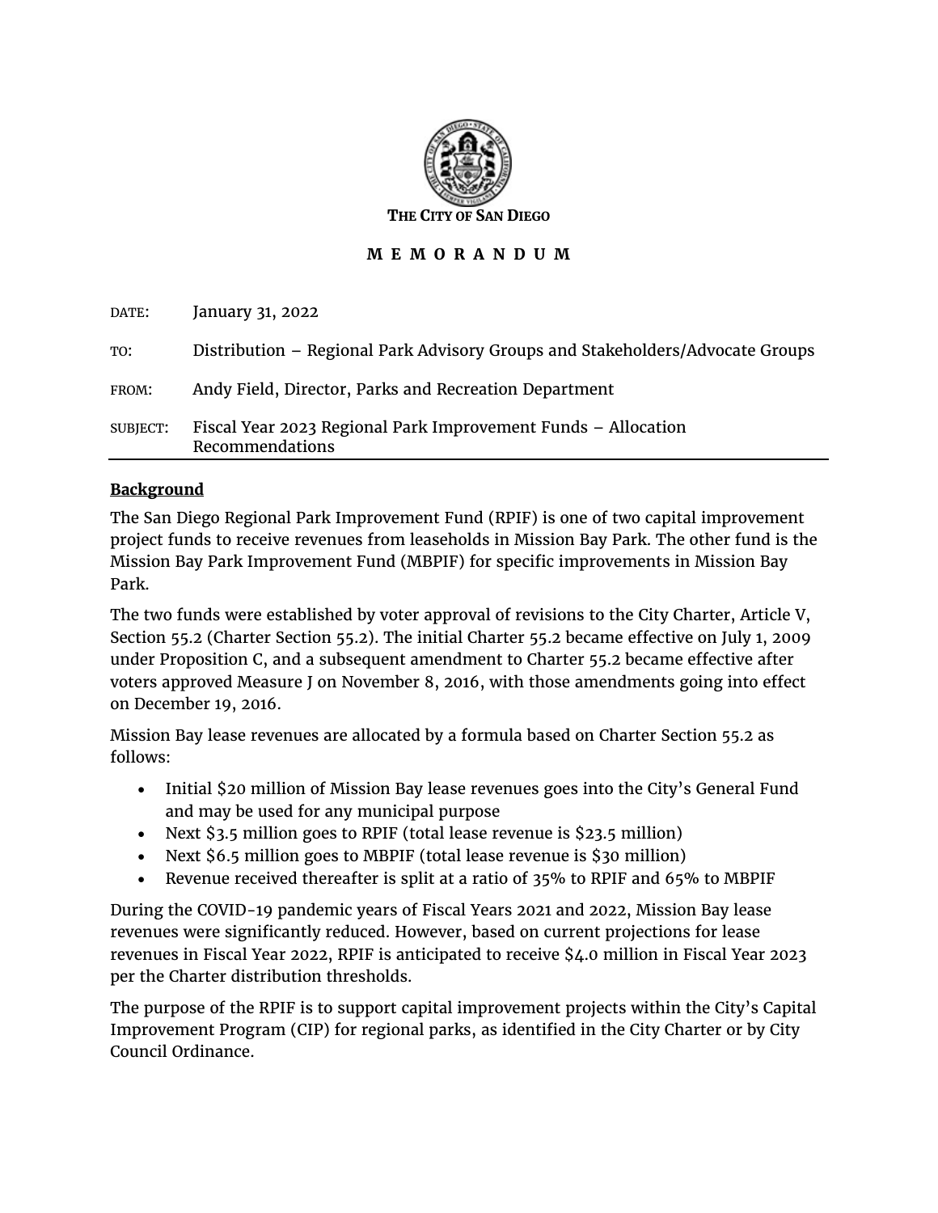**THE CITY OF SAN DIEGO**

# M E M O R A N D U M

DATE: January 31, 2022

TO: Distribution – Regional Park Advisory Groups and Stakeholders/Advocate Groups

FROM: Andy Field, Director, Parks and Recreation Department

SUBJECT: Fiscal Year 2023 Regional Park Improvement Funds – Allocation Recommendations

---

**Background**

The San Diego Regional Park Improvement Fund (RPIF) is one of two capital improvement project funds to receive revenues from leaseholds in Mission Bay Park. The other fund is the Mission Bay Park Improvement Fund (MBPIF) for specific improvements in Mission Bay Park.

The two funds were established by voter approval of revisions to the City Charter, Article V, Section 55.2 (Charter Section 55.2). The initial Charter 55.2 became effective on July 1, 2009 under Proposition C, and a subsequent amendment to Charter 55.2 became effective after voters approved Measure J on November 8, 2016, with those amendments going into effect on December 19, 2016.

Mission Bay lease revenues are allocated by a formula based on Charter Section 55.2 as follows:

- Initial $20 million of Mission Bay lease revenues goes into the City's General Fund and may be used for any municipal purpose
- Next $3.5 million goes to RPIF (total lease revenue is $23.5 million)
- Next $6.5 million goes to MBPIF (total lease revenue is $30 million)
- Revenue received thereafter is split at a ratio of 35% to RPIF and 65% to MBPIF

During the COVID-19 pandemic years of Fiscal Years 2021 and 2022, Mission Bay lease revenues were significantly reduced. However, based on current projections for lease revenues in Fiscal Year 2022, RPIF is anticipated to receive $4.0 million in Fiscal Year 2023 per the Charter distribution thresholds.

The purpose of the RPIF is to support capital improvement projects within the City's Capital Improvement Program (CIP) for regional parks, as identified in the City Charter or by City Council Ordinance.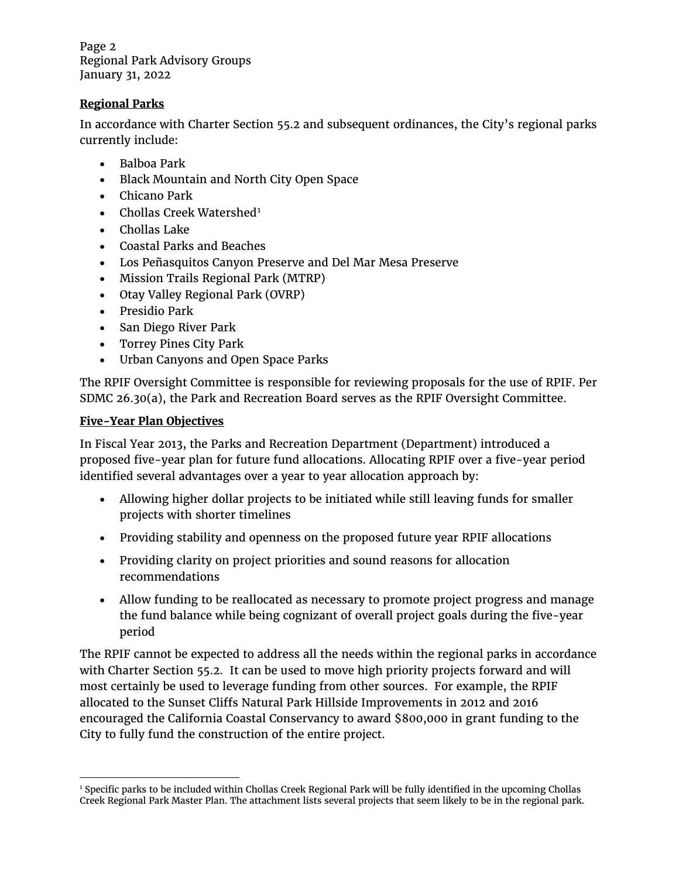**Regional Parks**

In accordance with Charter Section 55.2 and subsequent ordinances, the City's regional parks currently include:

- Balboa Park
- Black Mountain and North City Open Space
- Chicano Park
- Chollas Creek Watershed[1]
- Chollas Lake
- Coastal Parks and Beaches
- Los Peñasquitos Canyon Preserve and Del Mar Mesa Preserve
- Mission Trails Regional Park (MTRP)
- Otay Valley Regional Park (OVRP)
- Presidio Park
- San Diego River Park
- Torrey Pines City Park
- Urban Canyons and Open Space Parks

The RPIF Oversight Committee is responsible for reviewing proposals for the use of RPIF. Per SDMC 26.30(a), the Park and Recreation Board serves as the RPIF Oversight Committee.

**Five-Year Plan Objectives**

In Fiscal Year 2013, the Parks and Recreation Department (Department) introduced a proposed five-year plan for future fund allocations. Allocating RPIF over a five-year period identified several advantages over a year to year allocation approach by:

- Allowing higher dollar projects to be initiated while still leaving funds for smaller projects with shorter timelines
- Providing stability and openness on the proposed future year RPIF allocations
- Providing clarity on project priorities and sound reasons for allocation recommendations
- Allow funding to be reallocated as necessary to promote project progress and manage the fund balance while being cognizant of overall project goals during the five-year period

The RPIF cannot be expected to address all the needs within the regional parks in accordance with Charter Section 55.2. It can be used to move high priority projects forward and will most certainly be used to leverage funding from other sources. For example, the RPIF allocated to the Sunset Cliffs Natural Park Hillside Improvements in 2012 and 2016 encouraged the California Coastal Conservancy to award $800,000 in grant funding to the City to fully fund the construction of the entire project.

[1] Specific parks to be included within Chollas Creek Regional Park will be fully identified in the upcoming Chollas Creek Regional Park Master Plan. The attachment lists several projects that seem likely to be in the regional park.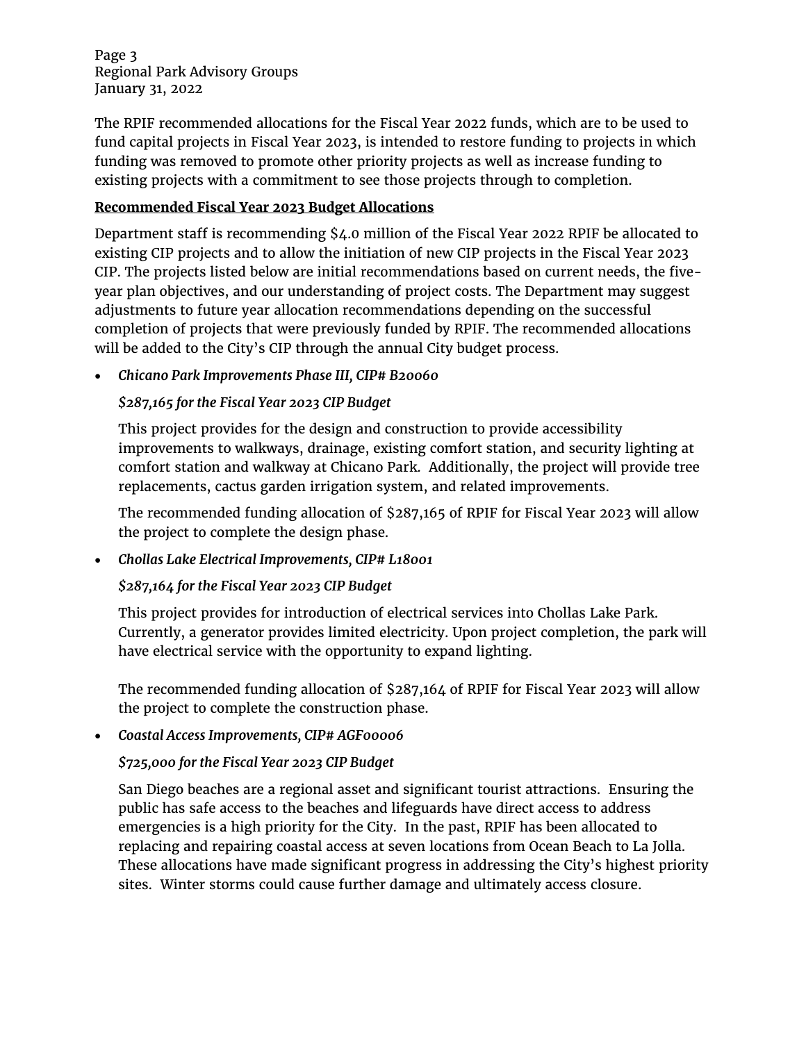The RPIF recommended allocations for the Fiscal Year 2022 funds, which are to be used to fund capital projects in Fiscal Year 2023, is intended to restore funding to projects in which funding was removed to promote other priority projects as well as increase funding to existing projects with a commitment to see those projects through to completion.

**Recommended Fiscal Year 2023 Budget Allocations**

Department staff is recommending $4.0 million of the Fiscal Year 2022 RPIF be allocated to existing CIP projects and to allow the initiation of new CIP projects in the Fiscal Year 2023 CIP. The projects listed below are initial recommendations based on current needs, the five-year plan objectives, and our understanding of project costs. The Department may suggest adjustments to future year allocation recommendations depending on the successful completion of projects that were previously funded by RPIF. The recommended allocations will be added to the City's CIP through the annual City budget process.

- ***Chicano Park Improvements Phase III, CIP# B20060***

  ***$287,165 for the Fiscal Year 2023 CIP Budget***

  This project provides for the design and construction to provide accessibility improvements to walkways, drainage, existing comfort station, and security lighting at comfort station and walkway at Chicano Park. Additionally, the project will provide tree replacements, cactus garden irrigation system, and related improvements.

  The recommended funding allocation of $287,165 of RPIF for Fiscal Year 2023 will allow the project to complete the design phase.

- ***Chollas Lake Electrical Improvements, CIP# L18001***

  ***$287,164 for the Fiscal Year 2023 CIP Budget***

  This project provides for introduction of electrical services into Chollas Lake Park. Currently, a generator provides limited electricity. Upon project completion, the park will have electrical service with the opportunity to expand lighting.

  The recommended funding allocation of $287,164 of RPIF for Fiscal Year 2023 will allow the project to complete the construction phase.

- ***Coastal Access Improvements, CIP# AGF00006***

  ***$725,000 for the Fiscal Year 2023 CIP Budget***

  San Diego beaches are a regional asset and significant tourist attractions. Ensuring the public has safe access to the beaches and lifeguards have direct access to address emergencies is a high priority for the City. In the past, RPIF has been allocated to replacing and repairing coastal access at seven locations from Ocean Beach to La Jolla. These allocations have made significant progress in addressing the City's highest priority sites. Winter storms could cause further damage and ultimately access closure.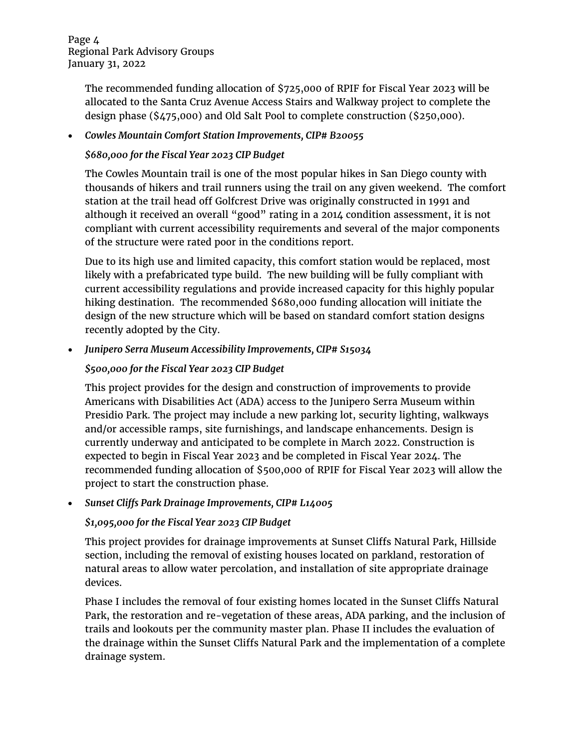The recommended funding allocation of $725,000 of RPIF for Fiscal Year 2023 will be allocated to the Santa Cruz Avenue Access Stairs and Walkway project to complete the design phase ($475,000) and Old Salt Pool to complete construction ($250,000).

- ***Cowles Mountain Comfort Station Improvements, CIP# B20055***

  ***$680,000 for the Fiscal Year 2023 CIP Budget***

  The Cowles Mountain trail is one of the most popular hikes in San Diego county with thousands of hikers and trail runners using the trail on any given weekend. The comfort station at the trail head off Golfcrest Drive was originally constructed in 1991 and although it received an overall "good" rating in a 2014 condition assessment, it is not compliant with current accessibility requirements and several of the major components of the structure were rated poor in the conditions report.

  Due to its high use and limited capacity, this comfort station would be replaced, most likely with a prefabricated type build. The new building will be fully compliant with current accessibility regulations and provide increased capacity for this highly popular hiking destination. The recommended $680,000 funding allocation will initiate the design of the new structure which will be based on standard comfort station designs recently adopted by the City.

- ***Junipero Serra Museum Accessibility Improvements, CIP# S15034***

  ***$500,000 for the Fiscal Year 2023 CIP Budget***

  This project provides for the design and construction of improvements to provide Americans with Disabilities Act (ADA) access to the Junipero Serra Museum within Presidio Park. The project may include a new parking lot, security lighting, walkways and/or accessible ramps, site furnishings, and landscape enhancements. Design is currently underway and anticipated to be complete in March 2022. Construction is expected to begin in Fiscal Year 2023 and be completed in Fiscal Year 2024. The recommended funding allocation of $500,000 of RPIF for Fiscal Year 2023 will allow the project to start the construction phase.

- ***Sunset Cliffs Park Drainage Improvements, CIP# L14005***

  ***$1,095,000 for the Fiscal Year 2023 CIP Budget***

  This project provides for drainage improvements at Sunset Cliffs Natural Park, Hillside section, including the removal of existing houses located on parkland, restoration of natural areas to allow water percolation, and installation of site appropriate drainage devices.

  Phase I includes the removal of four existing homes located in the Sunset Cliffs Natural Park, the restoration and re-vegetation of these areas, ADA parking, and the inclusion of trails and lookouts per the community master plan. Phase II includes the evaluation of the drainage within the Sunset Cliffs Natural Park and the implementation of a complete drainage system.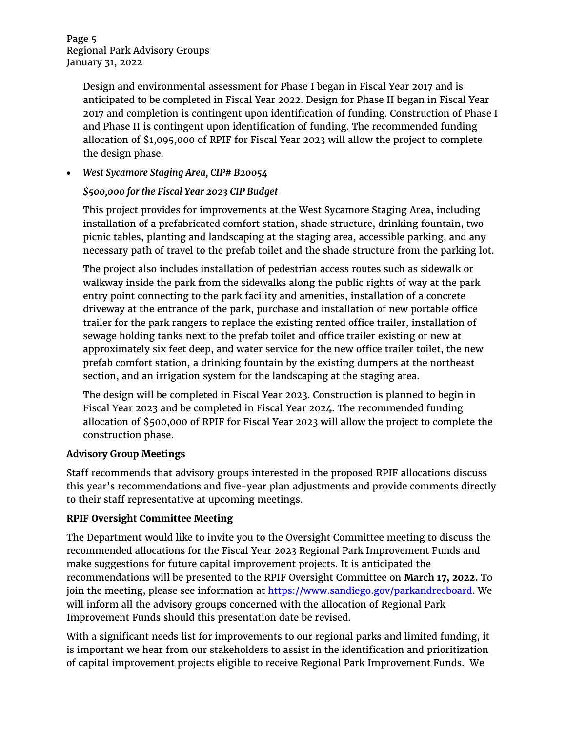Design and environmental assessment for Phase I began in Fiscal Year 2017 and is anticipated to be completed in Fiscal Year 2022. Design for Phase II began in Fiscal Year 2017 and completion is contingent upon identification of funding. Construction of Phase I and Phase II is contingent upon identification of funding. The recommended funding allocation of $1,095,000 of RPIF for Fiscal Year 2023 will allow the project to complete the design phase.

- *West Sycamore Staging Area, CIP# B20054*

  *$500,000 for the Fiscal Year 2023 CIP Budget*

  This project provides for improvements at the West Sycamore Staging Area, including installation of a prefabricated comfort station, shade structure, drinking fountain, two picnic tables, planting and landscaping at the staging area, accessible parking, and any necessary path of travel to the prefab toilet and the shade structure from the parking lot.

  The project also includes installation of pedestrian access routes such as sidewalk or walkway inside the park from the sidewalks along the public rights of way at the park entry point connecting to the park facility and amenities, installation of a concrete driveway at the entrance of the park, purchase and installation of new portable office trailer for the park rangers to replace the existing rented office trailer, installation of sewage holding tanks next to the prefab toilet and office trailer existing or new at approximately six feet deep, and water service for the new office trailer toilet, the new prefab comfort station, a drinking fountain by the existing dumpers at the northeast section, and an irrigation system for the landscaping at the staging area.

  The design will be completed in Fiscal Year 2023. Construction is planned to begin in Fiscal Year 2023 and be completed in Fiscal Year 2024. The recommended funding allocation of $500,000 of RPIF for Fiscal Year 2023 will allow the project to complete the construction phase.

**Advisory Group Meetings**

Staff recommends that advisory groups interested in the proposed RPIF allocations discuss this year's recommendations and five-year plan adjustments and provide comments directly to their staff representative at upcoming meetings.

**RPIF Oversight Committee Meeting**

The Department would like to invite you to the Oversight Committee meeting to discuss the recommended allocations for the Fiscal Year 2023 Regional Park Improvement Funds and make suggestions for future capital improvement projects. It is anticipated the recommendations will be presented to the RPIF Oversight Committee on **March 17, 2022.** To join the meeting, please see information at https://www.sandiego.gov/parkandrecboard. We will inform all the advisory groups concerned with the allocation of Regional Park Improvement Funds should this presentation date be revised.

With a significant needs list for improvements to our regional parks and limited funding, it is important we hear from our stakeholders to assist in the identification and prioritization of capital improvement projects eligible to receive Regional Park Improvement Funds. We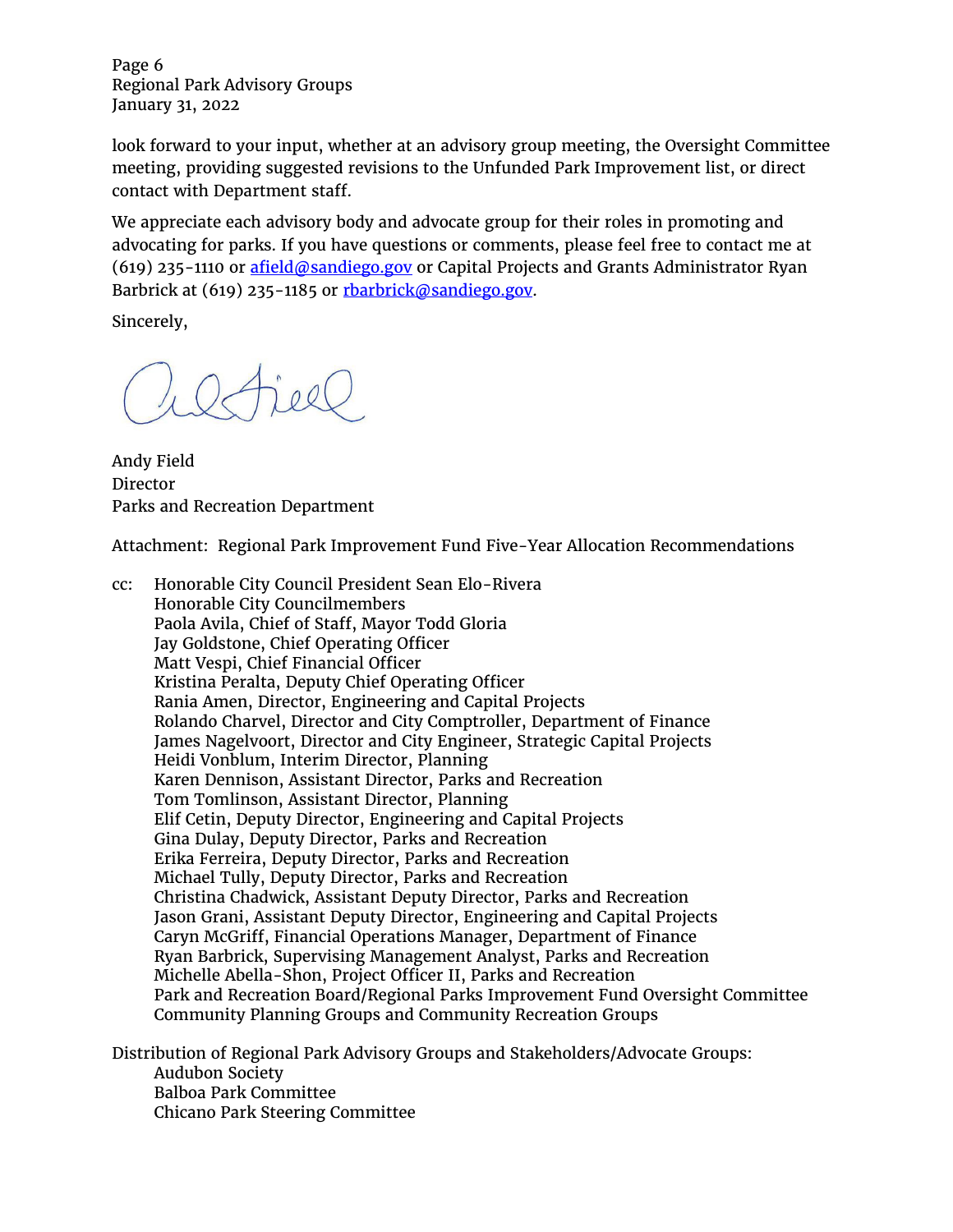look forward to your input, whether at an advisory group meeting, the Oversight Committee meeting, providing suggested revisions to the Unfunded Park Improvement list, or direct contact with Department staff.

We appreciate each advisory body and advocate group for their roles in promoting and advocating for parks. If you have questions or comments, please feel free to contact me at (619) 235-1110 or afield@sandiego.gov or Capital Projects and Grants Administrator Ryan Barbrick at (619) 235-1185 or rbarbrick@sandiego.gov.

Sincerely,

Andy Field
Director
Parks and Recreation Department

Attachment: Regional Park Improvement Fund Five-Year Allocation Recommendations

cc: Honorable City Council President Sean Elo-Rivera
Honorable City Councilmembers
Paola Avila, Chief of Staff, Mayor Todd Gloria
Jay Goldstone, Chief Operating Officer
Matt Vespi, Chief Financial Officer
Kristina Peralta, Deputy Chief Operating Officer
Rania Amen, Director, Engineering and Capital Projects
Rolando Charvel, Director and City Comptroller, Department of Finance
James Nagelvoort, Director and City Engineer, Strategic Capital Projects
Heidi Vonblum, Interim Director, Planning
Karen Dennison, Assistant Director, Parks and Recreation
Tom Tomlinson, Assistant Director, Planning
Elif Cetin, Deputy Director, Engineering and Capital Projects
Gina Dulay, Deputy Director, Parks and Recreation
Erika Ferreira, Deputy Director, Parks and Recreation
Michael Tully, Deputy Director, Parks and Recreation
Christina Chadwick, Assistant Deputy Director, Parks and Recreation
Jason Grani, Assistant Deputy Director, Engineering and Capital Projects
Caryn McGriff, Financial Operations Manager, Department of Finance
Ryan Barbrick, Supervising Management Analyst, Parks and Recreation
Michelle Abella-Shon, Project Officer II, Parks and Recreation
Park and Recreation Board/Regional Parks Improvement Fund Oversight Committee
Community Planning Groups and Community Recreation Groups

Distribution of Regional Park Advisory Groups and Stakeholders/Advocate Groups:
Audubon Society
Balboa Park Committee
Chicano Park Steering Committee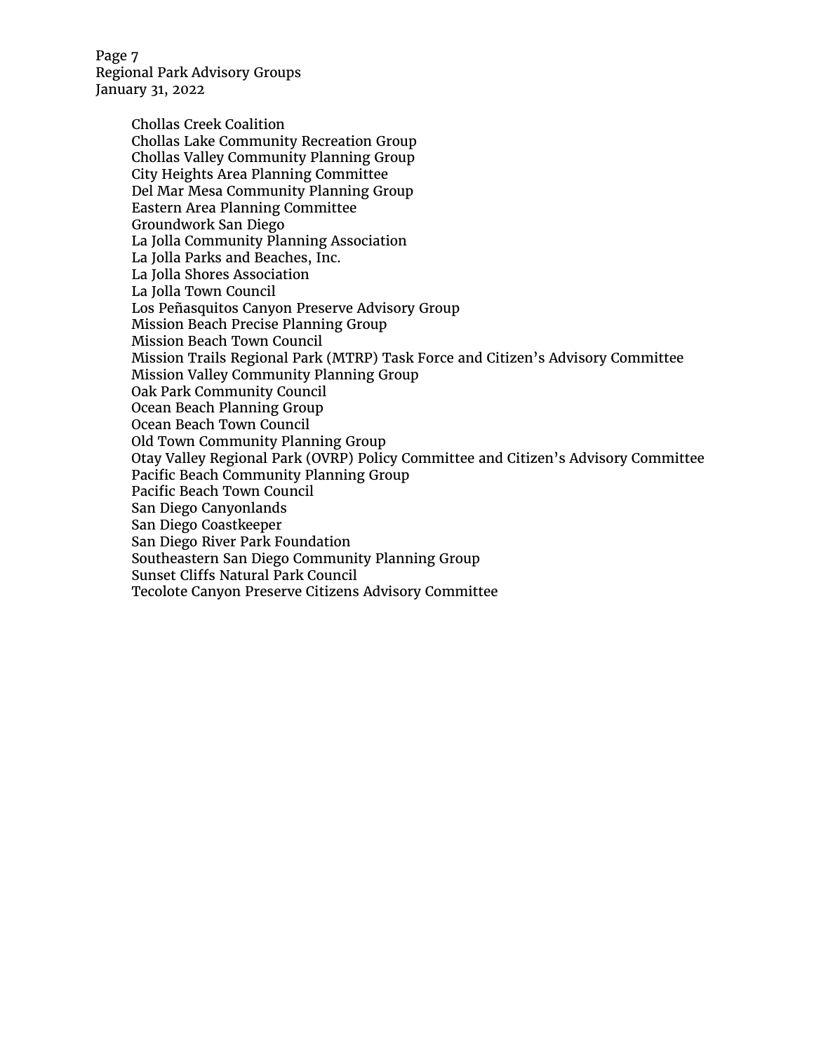Chollas Creek Coalition  
Chollas Lake Community Recreation Group  
Chollas Valley Community Planning Group  
City Heights Area Planning Committee  
Del Mar Mesa Community Planning Group  
Eastern Area Planning Committee  
Groundwork San Diego  
La Jolla Community Planning Association  
La Jolla Parks and Beaches, Inc.  
La Jolla Shores Association  
La Jolla Town Council  
Los Peñasquitos Canyon Preserve Advisory Group  
Mission Beach Precise Planning Group  
Mission Beach Town Council  
Mission Trails Regional Park (MTRP) Task Force and Citizen's Advisory Committee  
Mission Valley Community Planning Group  
Oak Park Community Council  
Ocean Beach Planning Group  
Ocean Beach Town Council  
Old Town Community Planning Group  
Otay Valley Regional Park (OVRP) Policy Committee and Citizen's Advisory Committee  
Pacific Beach Community Planning Group  
Pacific Beach Town Council  
San Diego Canyonlands  
San Diego Coastkeeper  
San Diego River Park Foundation  
Southeastern San Diego Community Planning Group  
Sunset Cliffs Natural Park Council  
Tecolote Canyon Preserve Citizens Advisory Committee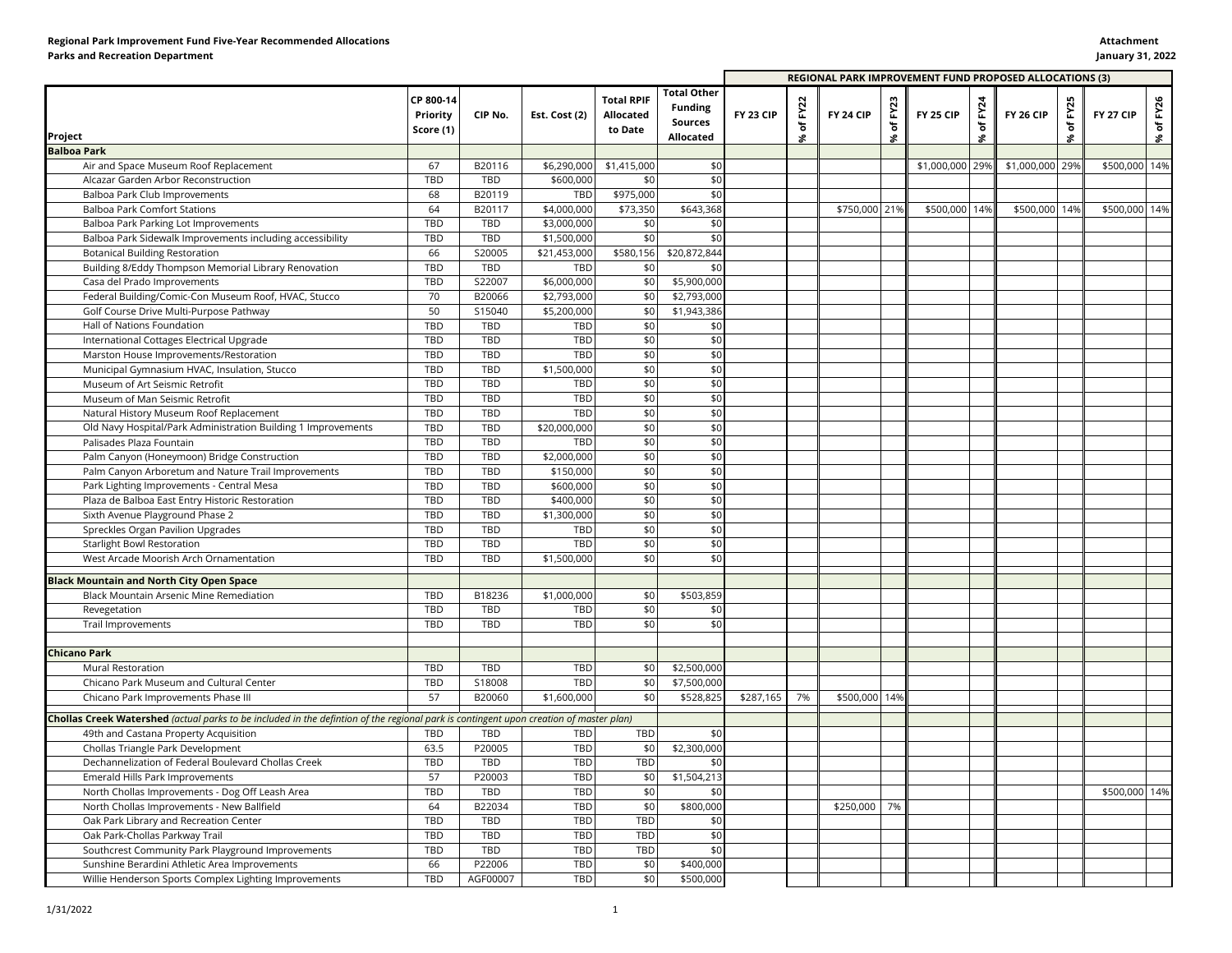**Regional Park Improvement Fund Five-Year Recommended Allocations**
**Parks and Recreation Department**

**Attachment**
**January 31, 2022**

| Project | CP 800-14 Priority Score (1) | CIP No. | Est. Cost (2) | Total RPIF Allocated to Date | Total Other Funding Sources Allocated | REGIONAL PARK IMPROVEMENT FUND PROPOSED ALLOCATIONS (3) | | | | | | | | | |
|---|---|---|---|---|---|---|---|---|---|---|---|---|---|---|---|
| | | | | | | FY 23 CIP | % of FY22 | FY 24 CIP | % of FY23 | FY 25 CIP | % of FY24 | FY 26 CIP | % of FY25 | FY 27 CIP | % of FY26 |
| **Balboa Park** | | | | | | | | | | | | | | | |
| Air and Space Museum Roof Replacement | 67 | B20116 | $6,290,000 | $1,415,000 | $0 | | | | | $1,000,000 | 29% | $1,000,000 | 29% | $500,000 | 14% |
| Alcazar Garden Arbor Reconstruction | TBD | TBD | $600,000 | $0 | $0 | | | | | | | | | | |
| Balboa Park Club Improvements | 68 | B20119 | TBD | $975,000 | $0 | | | | | | | | | | |
| Balboa Park Comfort Stations | 64 | B20117 | $4,000,000 | $73,350 | $643,368 | | | $750,000 | 21% | $500,000 | 14% | $500,000 | 14% | $500,000 | 14% |
| Balboa Park Parking Lot Improvements | TBD | TBD | $3,000,000 | $0 | $0 | | | | | | | | | | |
| Balboa Park Sidewalk Improvements including accessibility | TBD | TBD | $1,500,000 | $0 | $0 | | | | | | | | | | |
| Botanical Building Restoration | 66 | S20005 | $21,453,000 | $580,156 | $20,872,844 | | | | | | | | | | |
| Building 8/Eddy Thompson Memorial Library Renovation | TBD | TBD | TBD | $0 | $0 | | | | | | | | | | |
| Casa del Prado Improvements | TBD | S22007 | $6,000,000 | $0 | $5,900,000 | | | | | | | | | | |
| Federal Building/Comic-Con Museum Roof, HVAC, Stucco | 70 | B20066 | $2,793,000 | $0 | $2,793,000 | | | | | | | | | | |
| Golf Course Drive Multi-Purpose Pathway | 50 | S15040 | $5,200,000 | $0 | $1,943,386 | | | | | | | | | | |
| Hall of Nations Foundation | TBD | TBD | TBD | $0 | $0 | | | | | | | | | | |
| International Cottages Electrical Upgrade | TBD | TBD | TBD | $0 | $0 | | | | | | | | | | |
| Marston House Improvements/Restoration | TBD | TBD | TBD | $0 | $0 | | | | | | | | | | |
| Municipal Gymnasium HVAC, Insulation, Stucco | TBD | TBD | $1,500,000 | $0 | $0 | | | | | | | | | | |
| Museum of Art Seismic Retrofit | TBD | TBD | TBD | $0 | $0 | | | | | | | | | | |
| Museum of Man Seismic Retrofit | TBD | TBD | TBD | $0 | $0 | | | | | | | | | | |
| Natural History Museum Roof Replacement | TBD | TBD | TBD | $0 | $0 | | | | | | | | | | |
| Old Navy Hospital/Park Administration Building 1 Improvements | TBD | TBD | $20,000,000 | $0 | $0 | | | | | | | | | | |
| Palisades Plaza Fountain | TBD | TBD | TBD | $0 | $0 | | | | | | | | | | |
| Palm Canyon (Honeymoon) Bridge Construction | TBD | TBD | $2,000,000 | $0 | $0 | | | | | | | | | | |
| Palm Canyon Arboretum and Nature Trail Improvements | TBD | TBD | $150,000 | $0 | $0 | | | | | | | | | | |
| Park Lighting Improvements - Central Mesa | TBD | TBD | $600,000 | $0 | $0 | | | | | | | | | | |
| Plaza de Balboa East Entry Historic Restoration | TBD | TBD | $400,000 | $0 | $0 | | | | | | | | | | |
| Sixth Avenue Playground Phase 2 | TBD | TBD | $1,300,000 | $0 | $0 | | | | | | | | | | |
| Spreckles Organ Pavilion Upgrades | TBD | TBD | TBD | $0 | $0 | | | | | | | | | | |
| Starlight Bowl Restoration | TBD | TBD | TBD | $0 | $0 | | | | | | | | | | |
| West Arcade Moorish Arch Ornamentation | TBD | TBD | $1,500,000 | $0 | $0 | | | | | | | | | | |
| **Black Mountain and North City Open Space** | | | | | | | | | | | | | | | |
| Black Mountain Arsenic Mine Remediation | TBD | B18236 | $1,000,000 | $0 | $503,859 | | | | | | | | | | |
| Revegetation | TBD | TBD | TBD | $0 | $0 | | | | | | | | | | |
| Trail Improvements | TBD | TBD | TBD | $0 | $0 | | | | | | | | | | |
| **Chicano Park** | | | | | | | | | | | | | | | |
| Mural Restoration | TBD | TBD | TBD | $0 | $2,500,000 | | | | | | | | | | |
| Chicano Park Museum and Cultural Center | TBD | S18008 | TBD | $0 | $7,500,000 | | | | | | | | | | |
| Chicano Park Improvements Phase III | 57 | B20060 | $1,600,000 | $0 | $528,825 | $287,165 | 7% | $500,000 | 14% | | | | | | |
| **Chollas Creek Watershed** *(actual parks to be included in the defintion of the regional park is contingent upon creation of master plan)* | | | | | | | | | | | | | | | |
| 49th and Castana Property Acquisition | TBD | TBD | TBD | TBD | $0 | | | | | | | | | | |
| Chollas Triangle Park Development | 63.5 | P20005 | TBD | $0 | $2,300,000 | | | | | | | | | | |
| Dechannelization of Federal Boulevard Chollas Creek | TBD | TBD | TBD | TBD | $0 | | | | | | | | | | |
| Emerald Hills Park Improvements | 57 | P20003 | TBD | $0 | $1,504,213 | | | | | | | | | | |
| North Chollas Improvements - Dog Off Leash Area | TBD | TBD | TBD | $0 | $0 | | | | | | | | | $500,000 | 14% |
| North Chollas Improvements - New Ballfield | 64 | B22034 | TBD | $0 | $800,000 | | | $250,000 | 7% | | | | | | |
| Oak Park Library and Recreation Center | TBD | TBD | TBD | TBD | $0 | | | | | | | | | | |
| Oak Park-Chollas Parkway Trail | TBD | TBD | TBD | TBD | $0 | | | | | | | | | | |
| Southcrest Community Park Playground Improvements | TBD | TBD | TBD | TBD | $0 | | | | | | | | | | |
| Sunshine Berardini Athletic Area Improvements | 66 | P22006 | TBD | $0 | $400,000 | | | | | | | | | | |
| Willie Henderson Sports Complex Lighting Improvements | TBD | AGF00007 | TBD | $0 | $500,000 | | | | | | | | | | |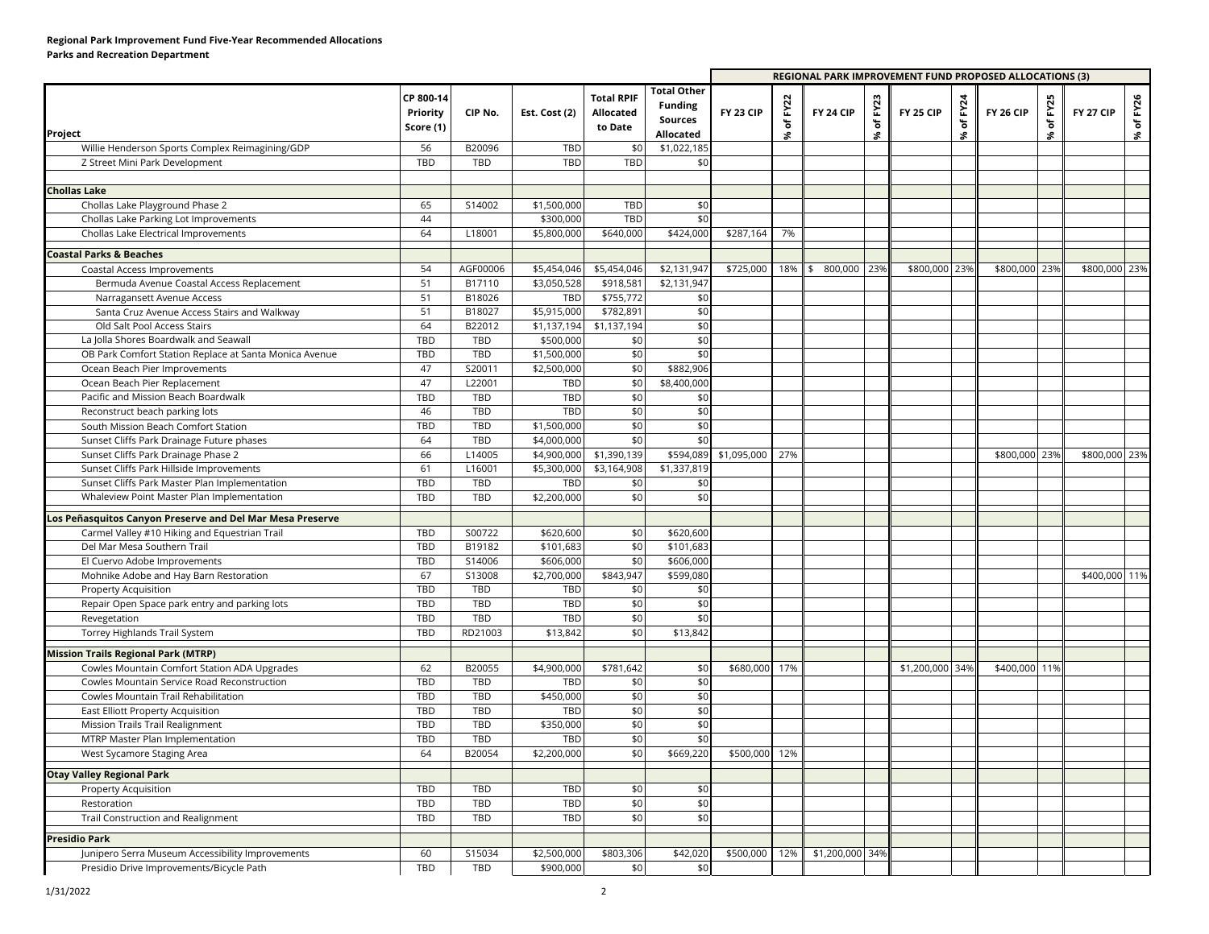**Regional Park Improvement Fund Five-Year Recommended Allocations**
**Parks and Recreation Department**

| Project | CP 800-14 Priority Score (1) | CIP No. | Est. Cost (2) | Total RPIF Allocated to Date | Total Other Funding Sources Allocated | REGIONAL PARK IMPROVEMENT FUND PROPOSED ALLOCATIONS (3) | | | | | | | | | |
|---|---|---|---|---|---|---|---|---|---|---|---|---|---|---|---|
| | | | | | | FY 23 CIP | % of FY22 | FY 24 CIP | % of FY23 | FY 25 CIP | % of FY24 | FY 26 CIP | % of FY25 | FY 27 CIP | % of FY26 |
| Willie Henderson Sports Complex Reimagining/GDP | 56 | B20096 | TBD | $0 | $1,022,185 | | | | | | | | | | |
| Z Street Mini Park Development | TBD | TBD | TBD | TBD | $0 | | | | | | | | | | |
| **Chollas Lake** | | | | | | | | | | | | | | | |
| Chollas Lake Playground Phase 2 | 65 | S14002 | $1,500,000 | TBD | $0 | | | | | | | | | | |
| Chollas Lake Parking Lot Improvements | 44 | | $300,000 | TBD | $0 | | | | | | | | | | |
| Chollas Lake Electrical Improvements | 64 | L18001 | $5,800,000 | $640,000 | $424,000 | $287,164 | 7% | | | | | | | | |
| **Coastal Parks & Beaches** | | | | | | | | | | | | | | | |
| Coastal Access Improvements | 54 | AGF00006 | $5,454,046 | $5,454,046 | $2,131,947 | $725,000 | 18% | $ 800,000 | 23% | $800,000 | 23% | $800,000 | 23% | $800,000 | 23% |
| Bermuda Avenue Coastal Access Replacement | 51 | B17110 | $3,050,528 | $918,581 | $2,131,947 | | | | | | | | | | |
| Narragansett Avenue Access | 51 | B18026 | TBD | $755,772 | $0 | | | | | | | | | | |
| Santa Cruz Avenue Access Stairs and Walkway | 51 | B18027 | $5,915,000 | $782,891 | $0 | | | | | | | | | | |
| Old Salt Pool Access Stairs | 64 | B22012 | $1,137,194 | $1,137,194 | $0 | | | | | | | | | | |
| La Jolla Shores Boardwalk and Seawall | TBD | TBD | $500,000 | $0 | $0 | | | | | | | | | | |
| OB Park Comfort Station Replace at Santa Monica Avenue | TBD | TBD | $1,500,000 | $0 | $0 | | | | | | | | | | |
| Ocean Beach Pier Improvements | 47 | S20011 | $2,500,000 | $0 | $882,906 | | | | | | | | | | |
| Ocean Beach Pier Replacement | 47 | L22001 | TBD | $0 | $8,400,000 | | | | | | | | | | |
| Pacific and Mission Beach Boardwalk | TBD | TBD | TBD | $0 | $0 | | | | | | | | | | |
| Reconstruct beach parking lots | 46 | TBD | TBD | $0 | $0 | | | | | | | | | | |
| South Mission Beach Comfort Station | TBD | TBD | $1,500,000 | $0 | $0 | | | | | | | | | | |
| Sunset Cliffs Park Drainage Future phases | 64 | TBD | $4,000,000 | $0 | $0 | | | | | | | | | | |
| Sunset Cliffs Park Drainage Phase 2 | 66 | L14005 | $4,900,000 | $1,390,139 | $594,089 | $1,095,000 | 27% | | | | | $800,000 | 23% | $800,000 | 23% |
| Sunset Cliffs Park Hillside Improvements | 61 | L16001 | $5,300,000 | $3,164,908 | $1,337,819 | | | | | | | | | | |
| Sunset Cliffs Park Master Plan Implementation | TBD | TBD | TBD | $0 | $0 | | | | | | | | | | |
| Whaleview Point Master Plan Implementation | TBD | TBD | $2,200,000 | $0 | $0 | | | | | | | | | | |
| **Los Peñasquitos Canyon Preserve and Del Mar Mesa Preserve** | | | | | | | | | | | | | | | |
| Carmel Valley #10 Hiking and Equestrian Trail | TBD | S00722 | $620,600 | $0 | $620,600 | | | | | | | | | | |
| Del Mar Mesa Southern Trail | TBD | B19182 | $101,683 | $0 | $101,683 | | | | | | | | | | |
| El Cuervo Adobe Improvements | TBD | S14006 | $606,000 | $0 | $606,000 | | | | | | | | | | |
| Mohnike Adobe and Hay Barn Restoration | 67 | S13008 | $2,700,000 | $843,947 | $599,080 | | | | | | | | | $400,000 | 11% |
| Property Acquisition | TBD | TBD | TBD | $0 | $0 | | | | | | | | | | |
| Repair Open Space park entry and parking lots | TBD | TBD | TBD | $0 | $0 | | | | | | | | | | |
| Revegetation | TBD | TBD | TBD | $0 | $0 | | | | | | | | | | |
| Torrey Highlands Trail System | TBD | RD21003 | $13,842 | $0 | $13,842 | | | | | | | | | | |
| **Mission Trails Regional Park (MTRP)** | | | | | | | | | | | | | | | |
| Cowles Mountain Comfort Station ADA Upgrades | 62 | B20055 | $4,900,000 | $781,642 | $0 | $680,000 | 17% | | | $1,200,000 | 34% | $400,000 | 11% | | |
| Cowles Mountain Service Road Reconstruction | TBD | TBD | TBD | $0 | $0 | | | | | | | | | | |
| Cowles Mountain Trail Rehabilitation | TBD | TBD | $450,000 | $0 | $0 | | | | | | | | | | |
| East Elliott Property Acquisition | TBD | TBD | TBD | $0 | $0 | | | | | | | | | | |
| Mission Trails Trail Realignment | TBD | TBD | $350,000 | $0 | $0 | | | | | | | | | | |
| MTRP Master Plan Implementation | TBD | TBD | TBD | $0 | $0 | | | | | | | | | | |
| West Sycamore Staging Area | 64 | B20054 | $2,200,000 | $0 | $669,220 | $500,000 | 12% | | | | | | | | |
| **Otay Valley Regional Park** | | | | | | | | | | | | | | | |
| Property Acquisition | TBD | TBD | TBD | $0 | $0 | | | | | | | | | | |
| Restoration | TBD | TBD | TBD | $0 | $0 | | | | | | | | | | |
| Trail Construction and Realignment | TBD | TBD | TBD | $0 | $0 | | | | | | | | | | |
| **Presidio Park** | | | | | | | | | | | | | | | |
| Junipero Serra Museum Accessibility Improvements | 60 | S15034 | $2,500,000 | $803,306 | $42,020 | $500,000 | 12% | $1,200,000 | 34% | | | | | | |
| Presidio Drive Improvements/Bicycle Path | TBD | TBD | $900,000 | $0 | $0 | | | | | | | | | | |

1/31/2022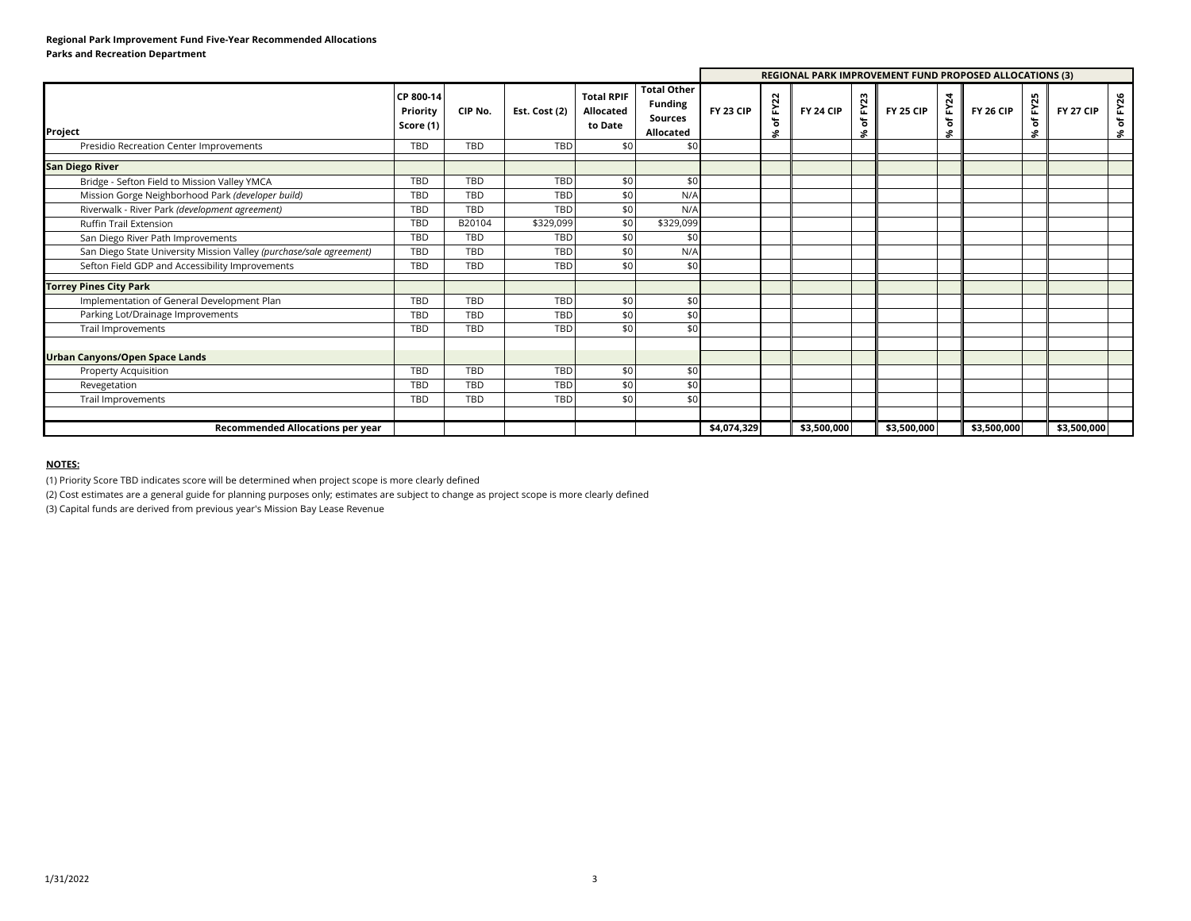**Regional Park Improvement Fund Five-Year Recommended Allocations**
**Parks and Recreation Department**

| Project | CP 800-14 Priority Score (1) | CIP No. | Est. Cost (2) | Total RPIF Allocated to Date | Total Other Funding Sources Allocated | REGIONAL PARK IMPROVEMENT FUND PROPOSED ALLOCATIONS (3) FY 23 CIP | % of FY22 | FY 24 CIP | % of FY23 | FY 25 CIP | % of FY24 | FY 26 CIP | % of FY25 | FY 27 CIP | % of FY26 |
|---|---|---|---|---|---|---|---|---|---|---|---|---|---|---|---|
| Presidio Recreation Center Improvements | TBD | TBD | TBD | $0 | $0 | | | | | | | | | | |
| **San Diego River** | | | | | | | | | | | | | | | |
| Bridge - Sefton Field to Mission Valley YMCA | TBD | TBD | TBD | $0 | $0 | | | | | | | | | | |
| Mission Gorge Neighborhood Park *(developer build)* | TBD | TBD | TBD | $0 | N/A | | | | | | | | | | |
| Riverwalk - River Park *(development agreement)* | TBD | TBD | TBD | $0 | N/A | | | | | | | | | | |
| Ruffin Trail Extension | TBD | B20104 | $329,099 | $0 | $329,099 | | | | | | | | | | |
| San Diego River Path Improvements | TBD | TBD | TBD | $0 | $0 | | | | | | | | | | |
| San Diego State University Mission Valley *(purchase/sale agreement)* | TBD | TBD | TBD | $0 | N/A | | | | | | | | | | |
| Sefton Field GDP and Accessibility Improvements | TBD | TBD | TBD | $0 | $0 | | | | | | | | | | |
| **Torrey Pines City Park** | | | | | | | | | | | | | | | |
| Implementation of General Development Plan | TBD | TBD | TBD | $0 | $0 | | | | | | | | | | |
| Parking Lot/Drainage Improvements | TBD | TBD | TBD | $0 | $0 | | | | | | | | | | |
| Trail Improvements | TBD | TBD | TBD | $0 | $0 | | | | | | | | | | |
| **Urban Canyons/Open Space Lands** | | | | | | | | | | | | | | | |
| Property Acquisition | TBD | TBD | TBD | $0 | $0 | | | | | | | | | | |
| Revegetation | TBD | TBD | TBD | $0 | $0 | | | | | | | | | | |
| Trail Improvements | TBD | TBD | TBD | $0 | $0 | | | | | | | | | | |
| **Recommended Allocations per year** | | | | | | $4,074,329 | | $3,500,000 | | $3,500,000 | | $3,500,000 | | $3,500,000 | |

**NOTES:**

(1) Priority Score TBD indicates score will be determined when project scope is more clearly defined

(2) Cost estimates are a general guide for planning purposes only; estimates are subject to change as project scope is more clearly defined

(3) Capital funds are derived from previous year's Mission Bay Lease Revenue

1/31/2022